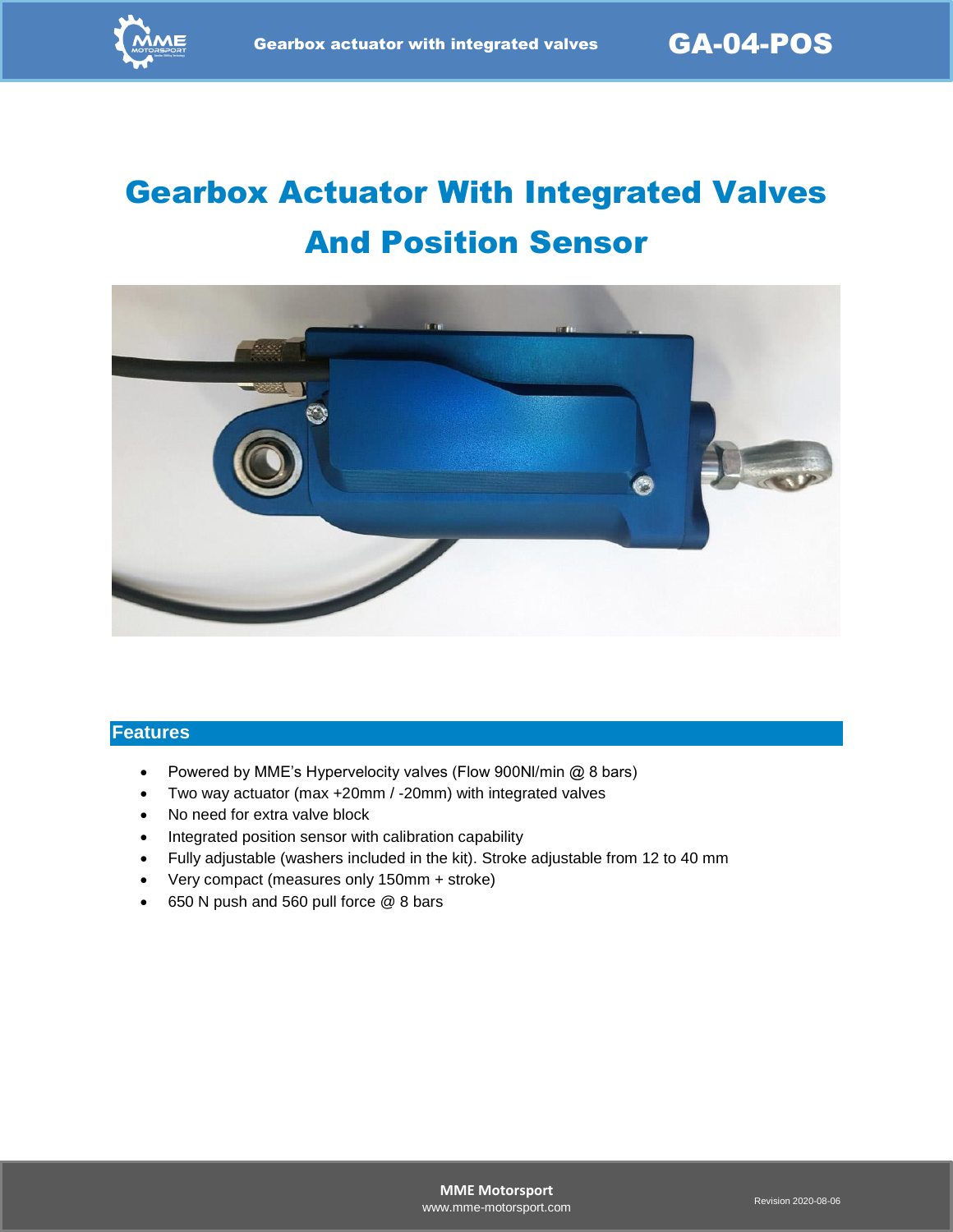# Gearbox Actuator With Integrated Valves And Position Sensor

## Features

- Powered by MME's Hypervelocity valves (Flow 900Nl/min @ 8 bars)
- Two way actuator (max +20mm / -20mm) with integrated valves
- No need for extra valve block
- Integrated position sensor with calibration capability
- Fully adjustable (washers included in the kit). Stroke adjustable from 12 to 40 mm
- Very compact (measures only 150mm + stroke)
- 650 N push and 560 pull force @ 8 bars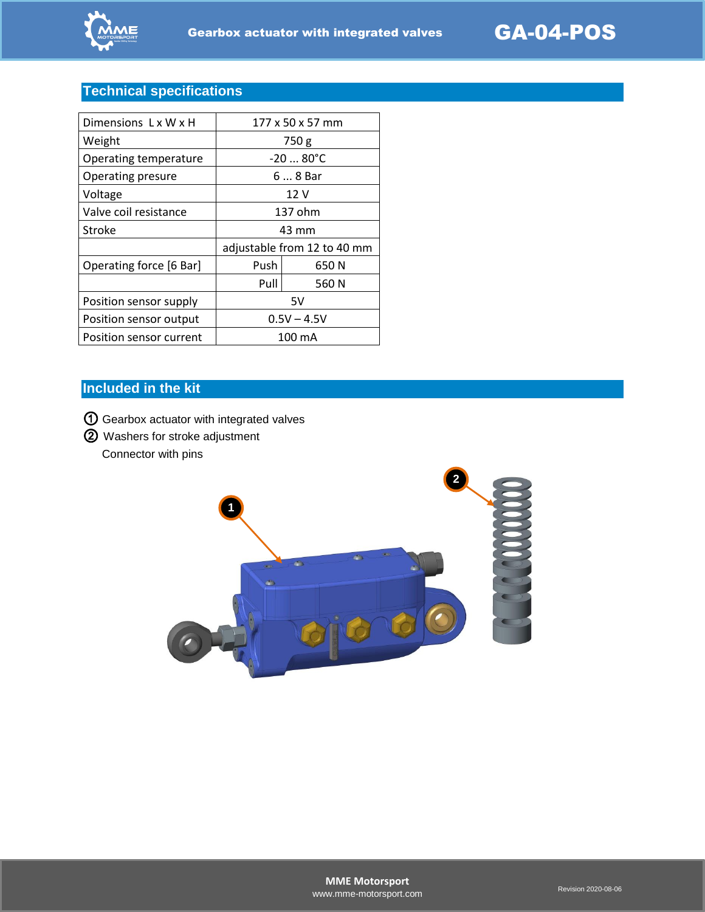## Technical specifications

| Dimensions L x W x H | 177 x 50 x 57 mm | |
|---|---|---|
| Weight | 750 g | |
| Operating temperature | -20 ... 80°C | |
| Operating presure | 6 ... 8 Bar | |
| Voltage | 12 V | |
| Valve coil resistance | 137 ohm | |
| Stroke | 43 mm | |
| | adjustable from 12 to 40 mm | |
| Operating force [6 Bar] | Push | 650 N |
| | Pull | 560 N |
| Position sensor supply | 5V | |
| Position sensor output | 0.5V – 4.5V | |
| Position sensor current | 100 mA | |

## Included in the kit

① Gearbox actuator with integrated valves
② Washers for stroke adjustment
Connector with pins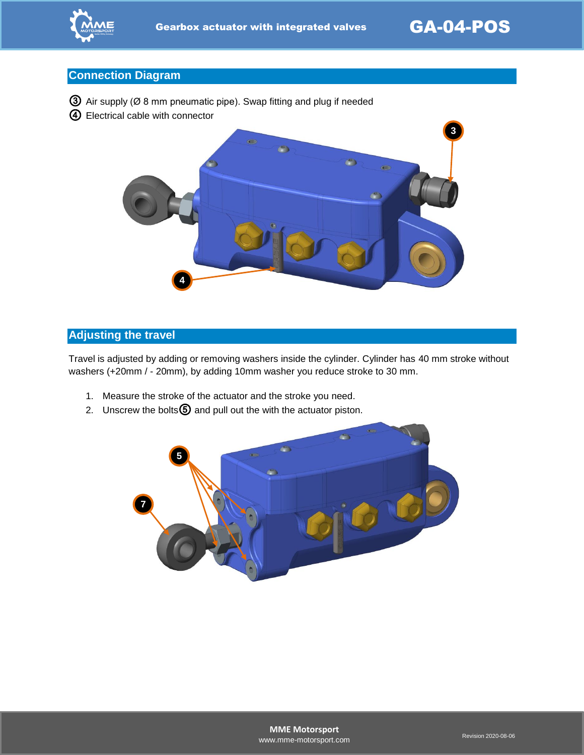## Connection Diagram

③ Air supply (Ø 8 mm pneumatic pipe). Swap fitting and plug if needed
④ Electrical cable with connector

## Adjusting the travel

Travel is adjusted by adding or removing washers inside the cylinder. Cylinder has 40 mm stroke without washers (+20mm / - 20mm), by adding 10mm washer you reduce stroke to 30 mm.

1. Measure the stroke of the actuator and the stroke you need.
2. Unscrew the bolts⑤ and pull out the with the actuator piston.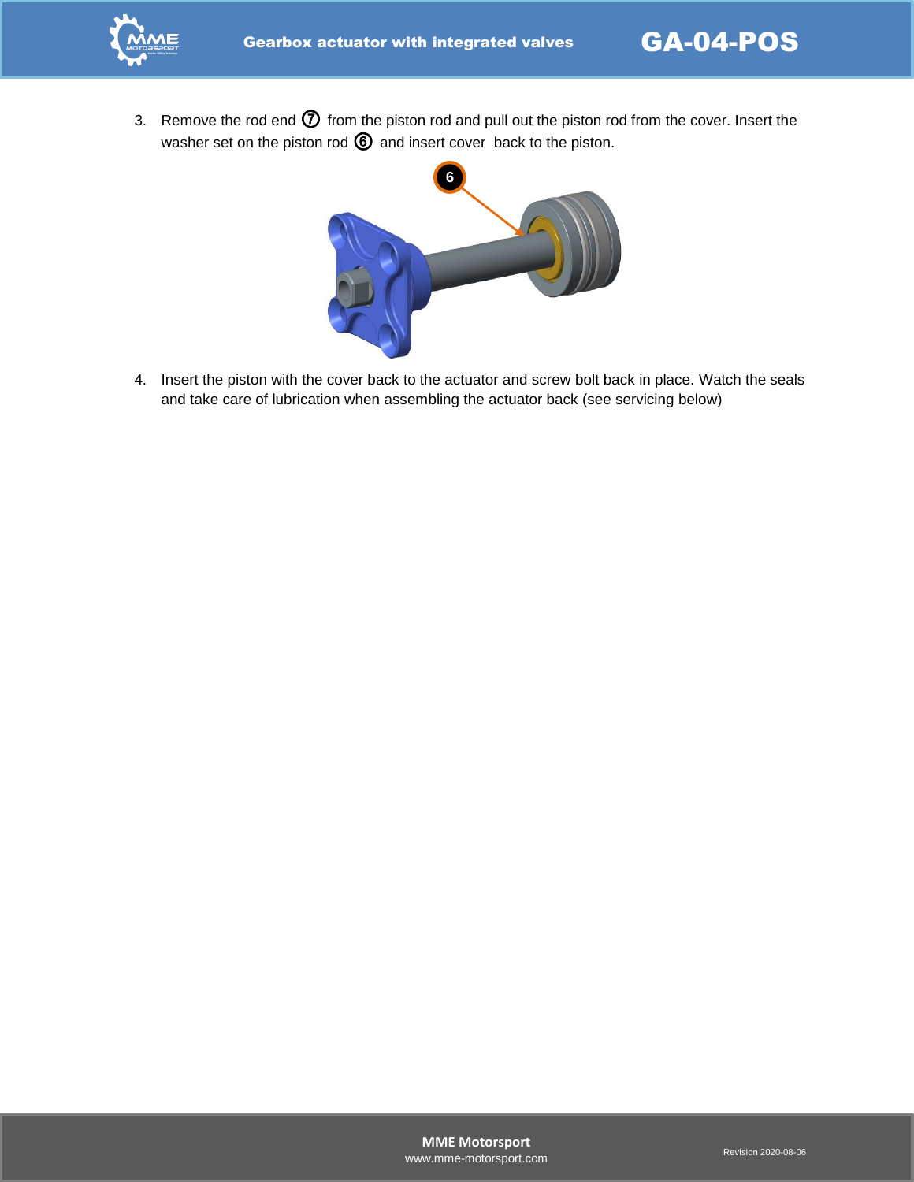3. Remove the rod end ⑦ from the piston rod and pull out the piston rod from the cover. Insert the washer set on the piston rod ⑥ and insert cover  back to the piston.

4. Insert the piston with the cover back to the actuator and screw bolt back in place. Watch the seals and take care of lubrication when assembling the actuator back (see servicing below)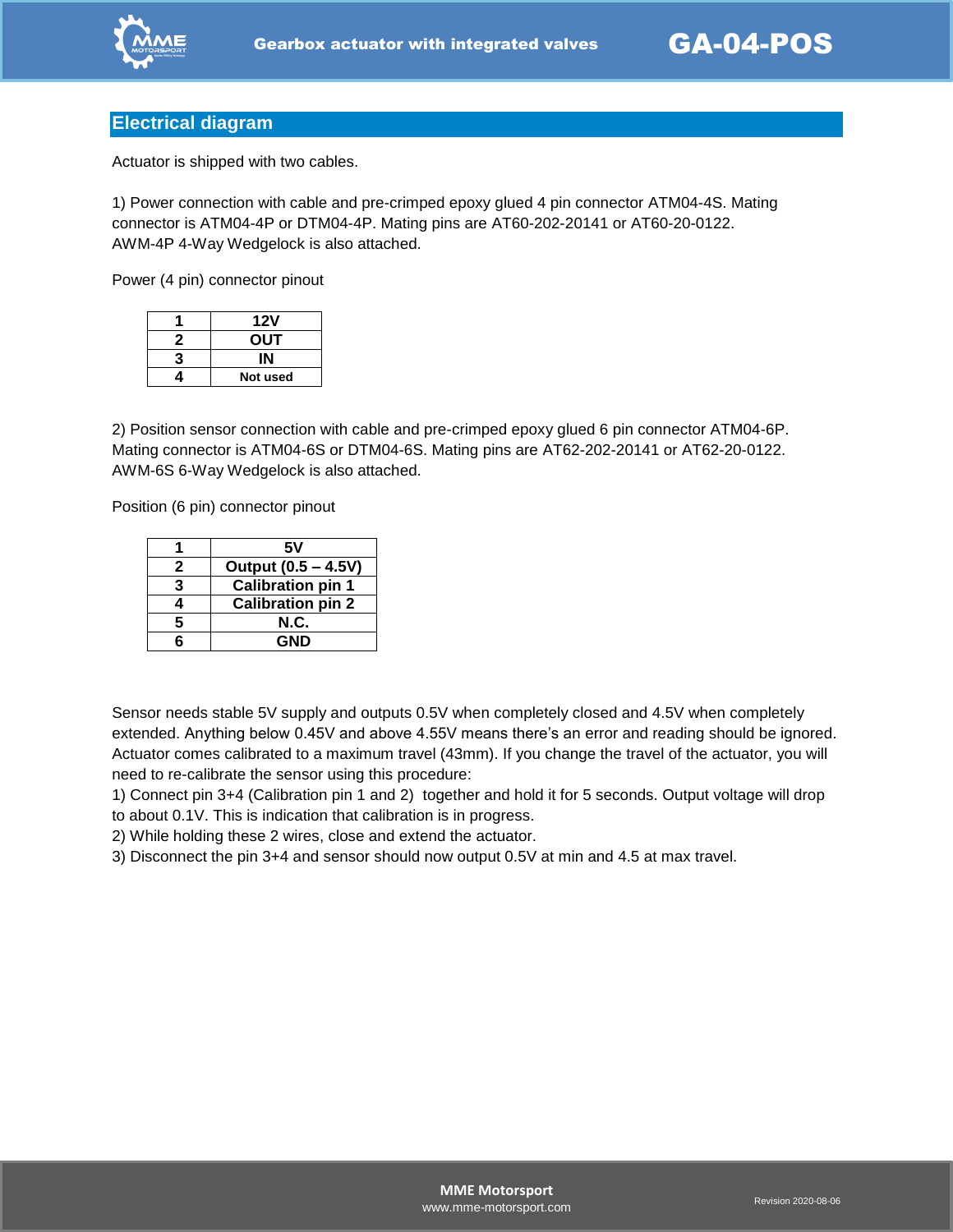## Electrical diagram

Actuator is shipped with two cables.

1) Power connection with cable and pre-crimped epoxy glued 4 pin connector ATM04-4S. Mating connector is ATM04-4P or DTM04-4P. Mating pins are AT60-202-20141 or AT60-20-0122. AWM-4P 4-Way Wedgelock is also attached.

Power (4 pin) connector pinout

| 1 | 12V |
|---|---|
| 2 | OUT |
| 3 | IN |
| 4 | Not used |

2) Position sensor connection with cable and pre-crimped epoxy glued 6 pin connector ATM04-6P. Mating connector is ATM04-6S or DTM04-6S. Mating pins are AT62-202-20141 or AT62-20-0122. AWM-6S 6-Way Wedgelock is also attached.

Position (6 pin) connector pinout

| 1 | 5V |
|---|---|
| 2 | Output (0.5 – 4.5V) |
| 3 | Calibration pin 1 |
| 4 | Calibration pin 2 |
| 5 | N.C. |
| 6 | GND |

Sensor needs stable 5V supply and outputs 0.5V when completely closed and 4.5V when completely extended. Anything below 0.45V and above 4.55V means there's an error and reading should be ignored. Actuator comes calibrated to a maximum travel (43mm). If you change the travel of the actuator, you will need to re-calibrate the sensor using this procedure:

1) Connect pin 3+4 (Calibration pin 1 and 2) together and hold it for 5 seconds. Output voltage will drop to about 0.1V. This is indication that calibration is in progress.
2) While holding these 2 wires, close and extend the actuator.
3) Disconnect the pin 3+4 and sensor should now output 0.5V at min and 4.5 at max travel.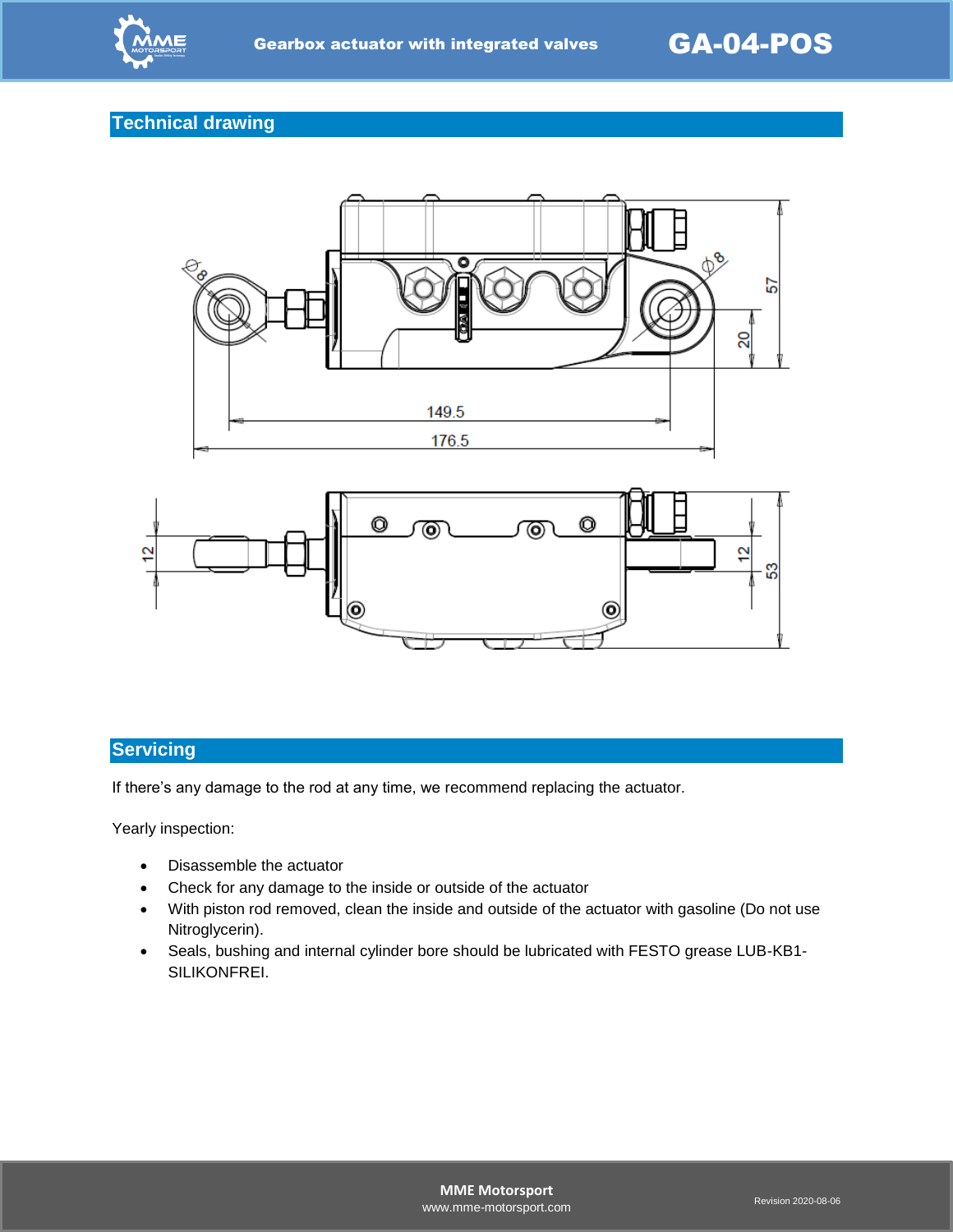## Technical drawing

Ø8
Ø8
57
20
149.5
176.5
12
12
53

## Servicing

If there's any damage to the rod at any time, we recommend replacing the actuator.

Yearly inspection:

- Disassemble the actuator
- Check for any damage to the inside or outside of the actuator
- With piston rod removed, clean the inside and outside of the actuator with gasoline (Do not use Nitroglycerin).
- Seals, bushing and internal cylinder bore should be lubricated with FESTO grease LUB-KB1-SILIKONFREI.